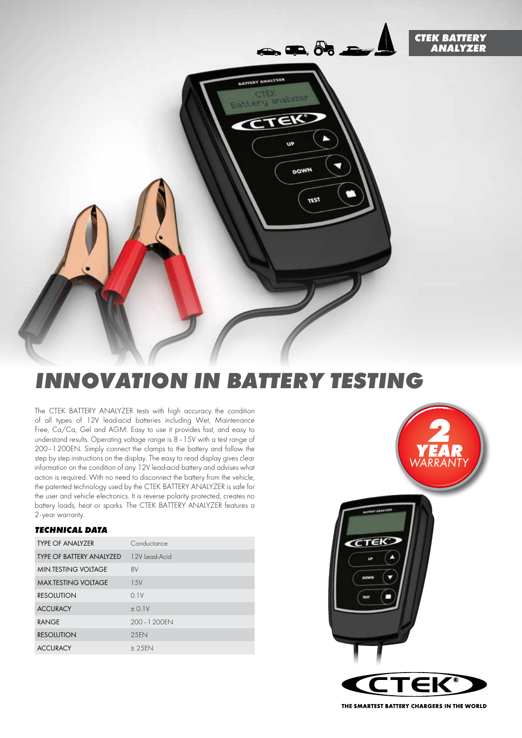CTEK BATTERY ANALYZER

# INNOVATION IN BATTERY TESTING

The CTEK BATTERY ANALYZER tests with high accuracy the condition of all types of 12V lead-acid batteries including Wet, Maintenance Free, Ca/Ca, Gel and AGM. Easy to use it provides fast, and easy to understand results. Operating voltage range is 8 – 15V with a test range of 200 – 1 200EN. Simply connect the clamps to the battery and follow the step by step instructions on the display. The easy to read display gives clear information on the condition of any 12V lead-acid battery and advises what action is required. With no need to disconnect the battery from the vehicle, the patented technology used by the CTEK BATTERY ANALYZER is safe for the user and vehicle electronics. It is reverse polarity protected, creates no battery loads, heat or sparks. The CTEK BATTERY ANALYZER features a 2-year warranty.

### TECHNICAL DATA

| | |
|---|---|
| TYPE OF ANALYZER | Conductance |
| TYPE OF BATTERY ANALYZED | 12V Lead-Acid |
| MIN.TESTING VOLTAGE | 8V |
| MAX.TESTING VOLTAGE | 15V |
| RESOLUTION | 0.1V |
| ACCURACY | ± 0.1V |
| RANGE | 200 – 1 200EN |
| RESOLUTION | 25EN |
| ACCURACY | ± 25EN |

2 YEAR WARRANTY

CTEK

THE SMARTEST BATTERY CHARGERS IN THE WORLD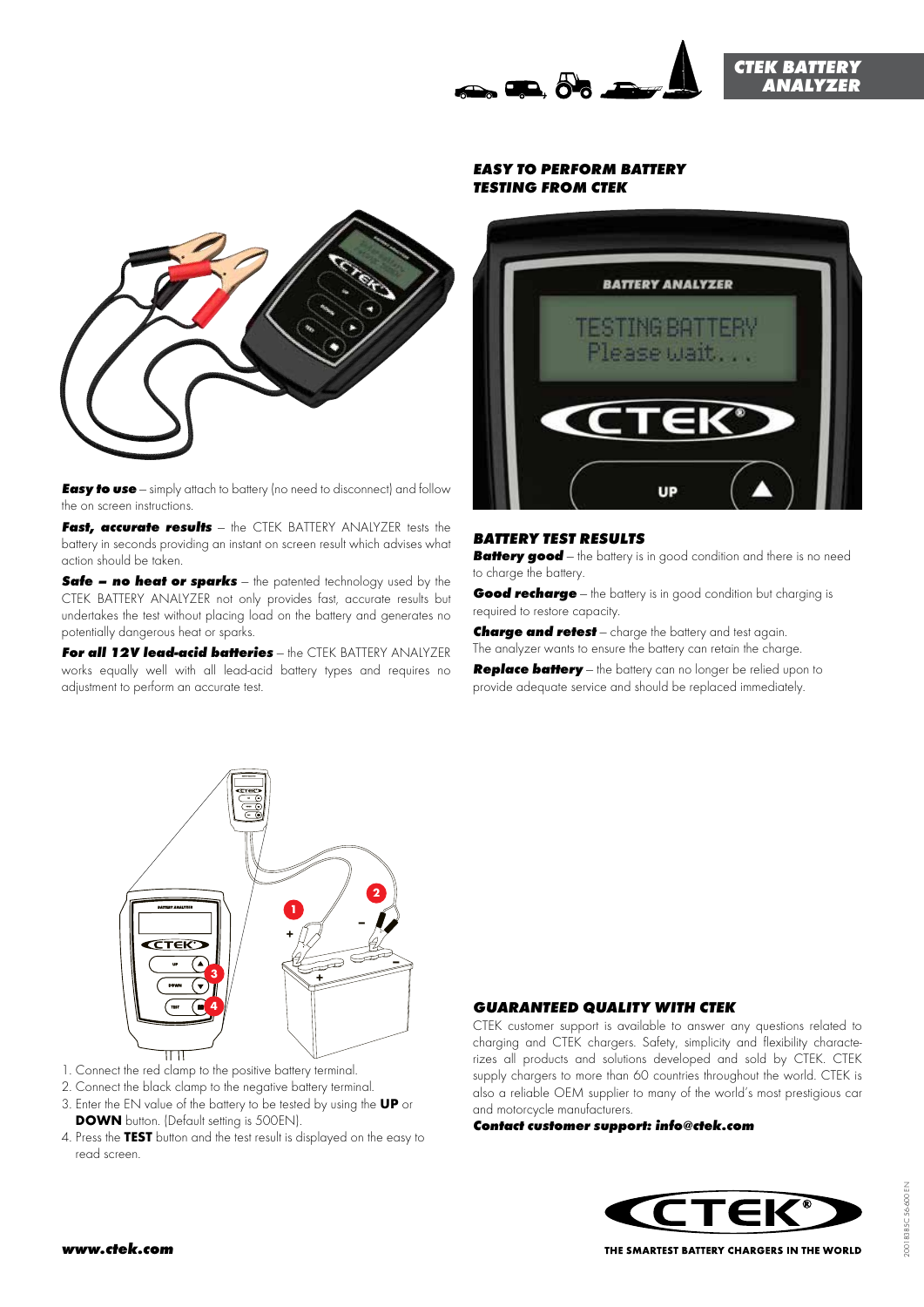# CTEK BATTERY ANALYZER

**Easy to use** – simply attach to battery (no need to disconnect) and follow the on screen instructions.

**Fast, accurate results** – the CTEK BATTERY ANALYZER tests the battery in seconds providing an instant on screen result which advises what action should be taken.

**Safe – no heat or sparks** – the patented technology used by the CTEK BATTERY ANALYZER not only provides fast, accurate results but undertakes the test without placing load on the battery and generates no potentially dangerous heat or sparks.

**For all 12V lead-acid batteries** – the CTEK BATTERY ANALYZER works equally well with all lead-acid battery types and requires no adjustment to perform an accurate test.

## EASY TO PERFORM BATTERY TESTING FROM CTEK

## BATTERY TEST RESULTS

**Battery good** – the battery is in good condition and there is no need to charge the battery.

**Good recharge** – the battery is in good condition but charging is required to restore capacity.

**Charge and retest** – charge the battery and test again. The analyzer wants to ensure the battery can retain the charge.

**Replace battery** – the battery can no longer be relied upon to provide adequate service and should be replaced immediately.

1. Connect the red clamp to the positive battery terminal.
2. Connect the black clamp to the negative battery terminal.
3. Enter the EN value of the battery to be tested by using the **UP** or **DOWN** button. (Default setting is 500EN).
4. Press the **TEST** button and the test result is displayed on the easy to read screen.

## GUARANTEED QUALITY WITH CTEK

CTEK customer support is available to answer any questions related to charging and CTEK chargers. Safety, simplicity and flexibility characterizes all products and solutions developed and sold by CTEK. CTEK supply chargers to more than 60 countries throughout the world. CTEK is also a reliable OEM supplier to many of the world's most prestigious car and motorcycle manufacturers.

**Contact customer support: info@ctek.com**

**www.ctek.com**

THE SMARTEST BATTERY CHARGERS IN THE WORLD

20018385C 56-600 EN